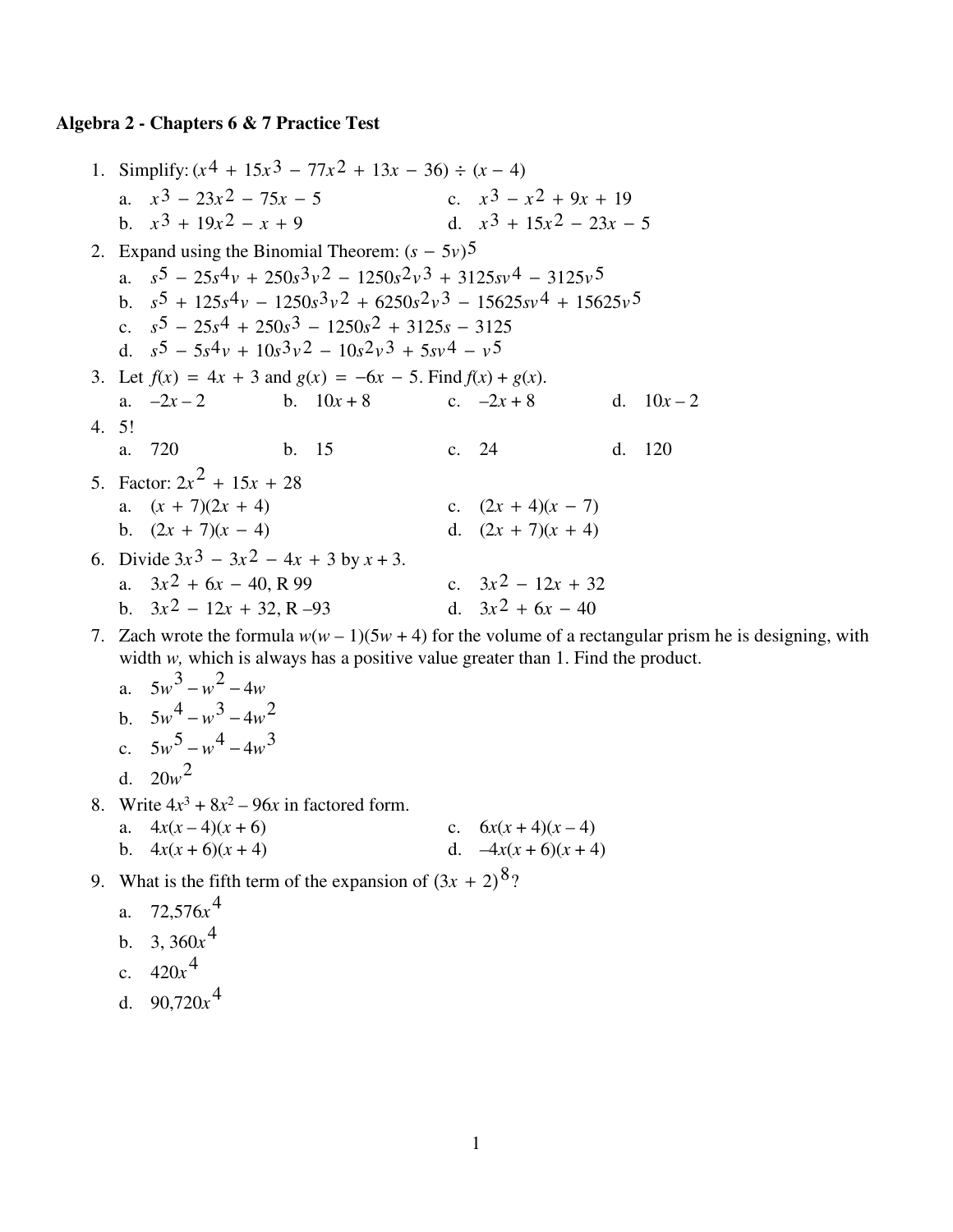**Algebra 2 - Chapters 6 & 7 Practice Test**

1. Simplify: $(x^4 + 15x^3 - 77x^2 + 13x - 36) \div (x - 4)$
   a. $x^3 - 23x^2 - 75x - 5$
   b. $x^3 + 19x^2 - x + 9$
   c. $x^3 - x^2 + 9x + 19$
   d. $x^3 + 15x^2 - 23x - 5$

2. Expand using the Binomial Theorem: $(s - 5v)^5$
   a. $s^5 - 25s^4v + 250s^3v^2 - 1250s^2v^3 + 3125sv^4 - 3125v^5$
   b. $s^5 + 125s^4v - 1250s^3v^2 + 6250s^2v^3 - 15625sv^4 + 15625v^5$
   c. $s^5 - 25s^4 + 250s^3 - 1250s^2 + 3125s - 3125$
   d. $s^5 - 5s^4v + 10s^3v^2 - 10s^2v^3 + 5sv^4 - v^5$

3. Let $f(x) = 4x + 3$ and $g(x) = -6x - 5$. Find $f(x) + g(x)$.
   a. $-2x - 2$
   b. $10x + 8$
   c. $-2x + 8$
   d. $10x - 2$

4. 5!
   a. 720
   b. 15
   c. 24
   d. 120

5. Factor: $2x^2 + 15x + 28$
   a. $(x + 7)(2x + 4)$
   b. $(2x + 7)(x - 4)$
   c. $(2x + 4)(x - 7)$
   d. $(2x + 7)(x + 4)$

6. Divide $3x^3 - 3x^2 - 4x + 3$ by $x + 3$.
   a. $3x^2 + 6x - 40$, R 99
   b. $3x^2 - 12x + 32$, R $-93$
   c. $3x^2 - 12x + 32$
   d. $3x^2 + 6x - 40$

7. Zach wrote the formula $w(w - 1)(5w + 4)$ for the volume of a rectangular prism he is designing, with width $w$, which is always has a positive value greater than 1. Find the product.
   a. $5w^3 - w^2 - 4w$
   b. $5w^4 - w^3 - 4w^2$
   c. $5w^5 - w^4 - 4w^3$
   d. $20w^2$

8. Write $4x^3 + 8x^2 - 96x$ in factored form.
   a. $4x(x - 4)(x + 6)$
   b. $4x(x + 6)(x + 4)$
   c. $6x(x + 4)(x - 4)$
   d. $-4x(x + 6)(x + 4)$

9. What is the fifth term of the expansion of $(3x + 2)^8$?
   a. $72{,}576x^4$
   b. $3{,}360x^4$
   c. $420x^4$
   d. $90{,}720x^4$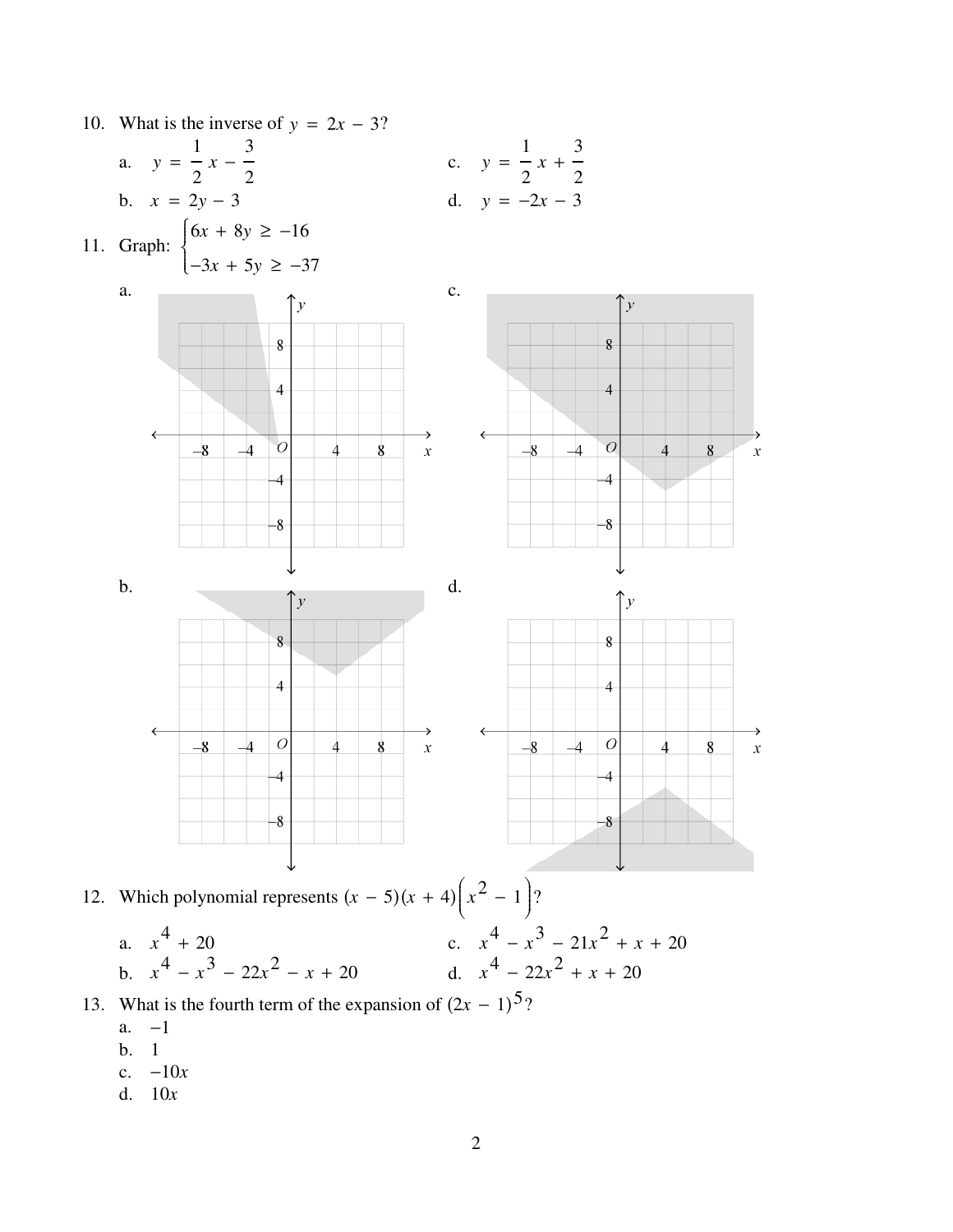10. What is the inverse of $y = 2x - 3$?

    a. $y = \frac{1}{2}x - \frac{3}{2}$
    
    b. $x = 2y - 3$
    
    c. $y = \frac{1}{2}x + \frac{3}{2}$
    
    d. $y = -2x - 3$

11. Graph: $\begin{cases} 6x + 8y \geq -16 \\ -3x + 5y \geq -37 \end{cases}$

    a.
    
    b.
    
    c.
    
    d.

12. Which polynomial represents $(x - 5)(x + 4)\left(x^2 - 1\right)$?

    a. $x^4 + 20$
    
    b. $x^4 - x^3 - 22x^2 - x + 20$
    
    c. $x^4 - x^3 - 21x^2 + x + 20$
    
    d. $x^4 - 22x^2 + x + 20$

13. What is the fourth term of the expansion of $(2x - 1)^5$?

    a. $-1$
    
    b. $1$
    
    c. $-10x$
    
    d. $10x$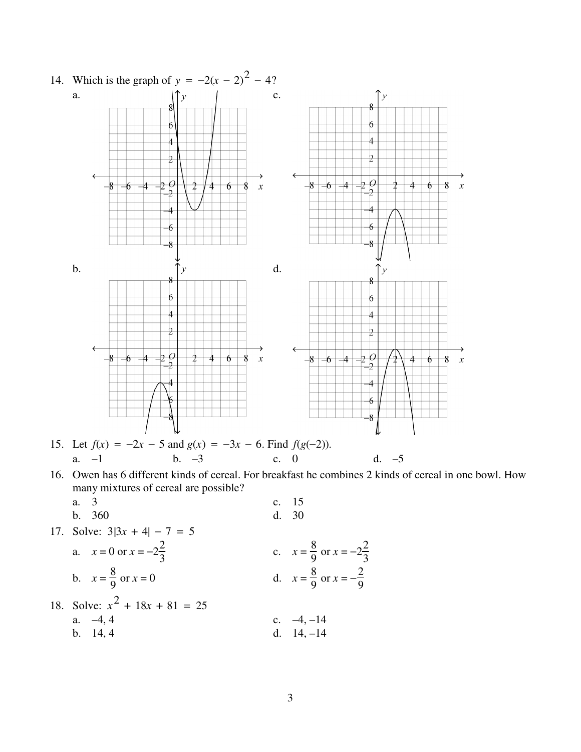14. Which is the graph of $y = -2(x - 2)^2 - 4$?

a.

c.

b.

d.

15. Let $f(x) = -2x - 5$ and $g(x) = -3x - 6$. Find $f(g(-2))$.

a. –1 b. –3 c. 0 d. –5

16. Owen has 6 different kinds of cereal. For breakfast he combines 2 kinds of cereal in one bowl. How many mixtures of cereal are possible?

a. 3
b. 360
c. 15
d. 30

17. Solve: $3|3x + 4| - 7 = 5$

a. $x = 0$ or $x = -2\frac{2}{3}$
b. $x = \frac{8}{9}$ or $x = 0$
c. $x = \frac{8}{9}$ or $x = -2\frac{2}{3}$
d. $x = \frac{8}{9}$ or $x = -\frac{2}{9}$

18. Solve: $x^2 + 18x + 81 = 25$

a. –4, 4
b. 14, 4
c. –4, –14
d. 14, –14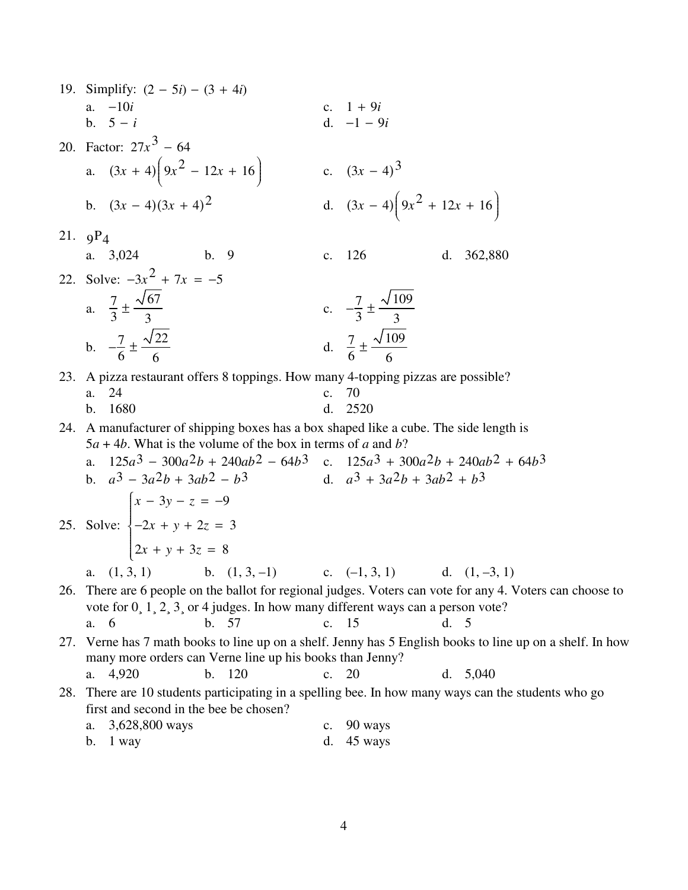19. Simplify: $(2 - 5i) - (3 + 4i)$

 a. $-10i$
 b. $5 - i$
 c. $1 + 9i$
 d. $-1 - 9i$

20. Factor: $27x^3 - 64$

 a. $(3x + 4)\left(9x^2 - 12x + 16\right)$
 b. $(3x - 4)(3x + 4)^2$
 c. $(3x - 4)^3$
 d. $(3x - 4)\left(9x^2 + 12x + 16\right)$

21. ${}_9P_4$

 a. 3,024
 b. 9
 c. 126
 d. 362,880

22. Solve: $-3x^2 + 7x = -5$

 a. $\frac{7}{3} \pm \frac{\sqrt{67}}{3}$
 b. $-\frac{7}{6} \pm \frac{\sqrt{22}}{6}$
 c. $-\frac{7}{3} \pm \frac{\sqrt{109}}{3}$
 d. $\frac{7}{6} \pm \frac{\sqrt{109}}{6}$

23. A pizza restaurant offers 8 toppings. How many 4-topping pizzas are possible?

 a. 24
 b. 1680
 c. 70
 d. 2520

24. A manufacturer of shipping boxes has a box shaped like a cube. The side length is $5a + 4b$. What is the volume of the box in terms of $a$ and $b$?

 a. $125a^3 - 300a^2b + 240ab^2 - 64b^3$
 b. $a^3 - 3a^2b + 3ab^2 - b^3$
 c. $125a^3 + 300a^2b + 240ab^2 + 64b^3$
 d. $a^3 + 3a^2b + 3ab^2 + b^3$

25. Solve: $\begin{cases} x - 3y - z = -9 \\ -2x + y + 2z = 3 \\ 2x + y + 3z = 8 \end{cases}$

 a. (1, 3, 1)
 b. (1, 3, –1)
 c. (–1, 3, 1)
 d. (1, –3, 1)

26. There are 6 people on the ballot for regional judges. Voters can vote for any 4. Voters can choose to vote for 0, 1, 2, 3, or 4 judges. In how many different ways can a person vote?

 a. 6
 b. 57
 c. 15
 d. 5

27. Verne has 7 math books to line up on a shelf. Jenny has 5 English books to line up on a shelf. In how many more orders can Verne line up his books than Jenny?

 a. 4,920
 b. 120
 c. 20
 d. 5,040

28. There are 10 students participating in a spelling bee. In how many ways can the students who go first and second in the bee be chosen?

 a. 3,628,800 ways
 b. 1 way
 c. 90 ways
 d. 45 ways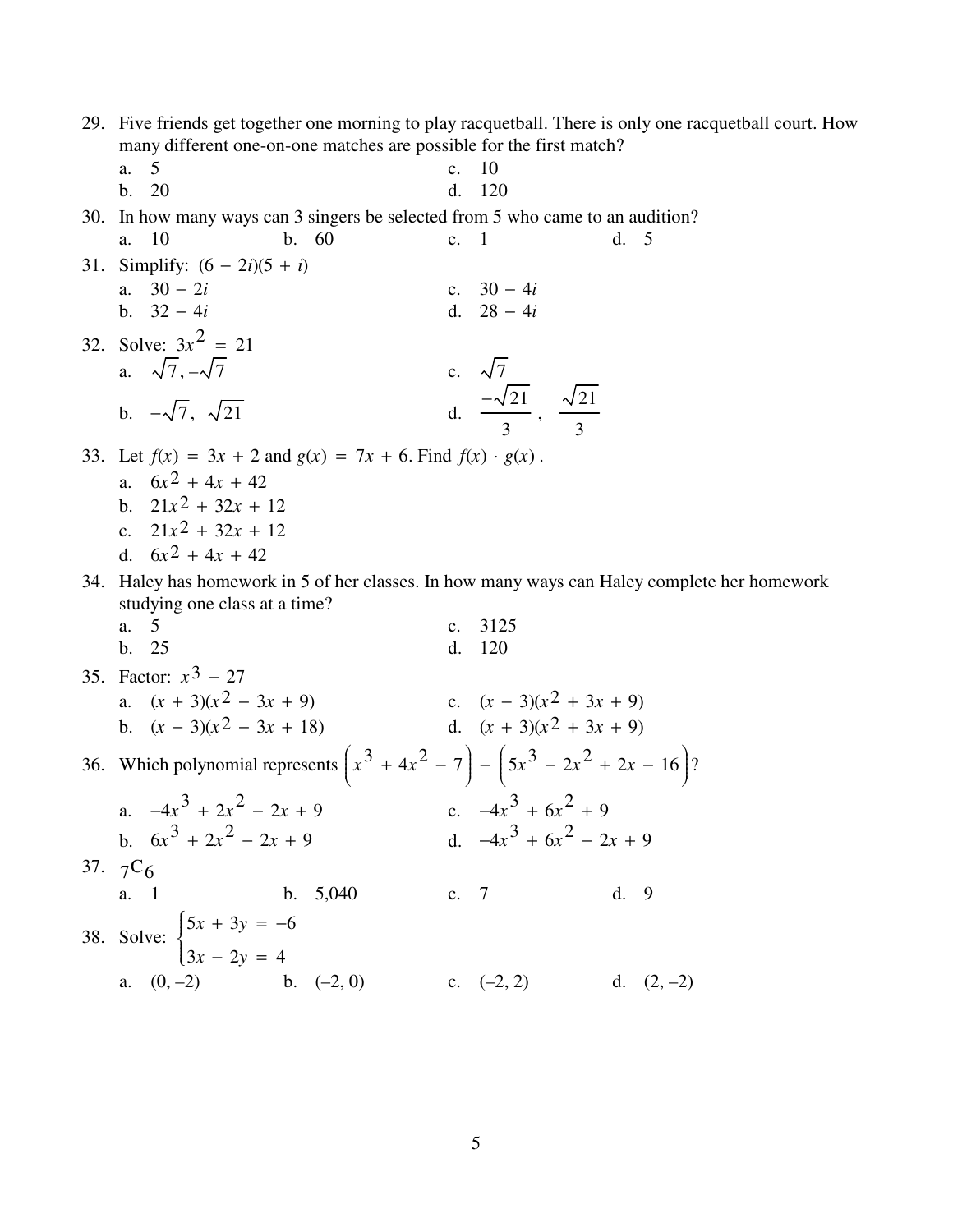29. Five friends get together one morning to play racquetball. There is only one racquetball court. How many different one-on-one matches are possible for the first match?
    - a. 5
    - b. 20
    - c. 10
    - d. 120

30. In how many ways can 3 singers be selected from 5 who came to an audition?
    - a. 10
    - b. 60
    - c. 1
    - d. 5

31. Simplify: $(6 - 2i)(5 + i)$
    - a. $30 - 2i$
    - b. $32 - 4i$
    - c. $30 - 4i$
    - d. $28 - 4i$

32. Solve: $3x^2 = 21$
    - a. $\sqrt{7}, -\sqrt{7}$
    - b. $-\sqrt{7},\ \sqrt{21}$
    - c. $\sqrt{7}$
    - d. $\dfrac{-\sqrt{21}}{3},\ \dfrac{\sqrt{21}}{3}$

33. Let $f(x) = 3x + 2$ and $g(x) = 7x + 6$. Find $f(x) \cdot g(x)$.
    - a. $6x^2 + 4x + 42$
    - b. $21x^2 + 32x + 12$
    - c. $21x^2 + 32x + 12$
    - d. $6x^2 + 4x + 42$

34. Haley has homework in 5 of her classes. In how many ways can Haley complete her homework studying one class at a time?
    - a. 5
    - b. 25
    - c. 3125
    - d. 120

35. Factor: $x^3 - 27$
    - a. $(x + 3)(x^2 - 3x + 9)$
    - b. $(x - 3)(x^2 - 3x + 18)$
    - c. $(x - 3)(x^2 + 3x + 9)$
    - d. $(x + 3)(x^2 + 3x + 9)$

36. Which polynomial represents $\left(x^3 + 4x^2 - 7\right) - \left(5x^3 - 2x^2 + 2x - 16\right)$?
    - a. $-4x^3 + 2x^2 - 2x + 9$
    - b. $6x^3 + 2x^2 - 2x + 9$
    - c. $-4x^3 + 6x^2 + 9$
    - d. $-4x^3 + 6x^2 - 2x + 9$

37. ${}_7C_6$
    - a. 1
    - b. 5,040
    - c. 7
    - d. 9

38. Solve: $\begin{cases} 5x + 3y = -6 \\ 3x - 2y = 4 \end{cases}$
    - a. (0, –2)
    - b. (–2, 0)
    - c. (–2, 2)
    - d. (2, –2)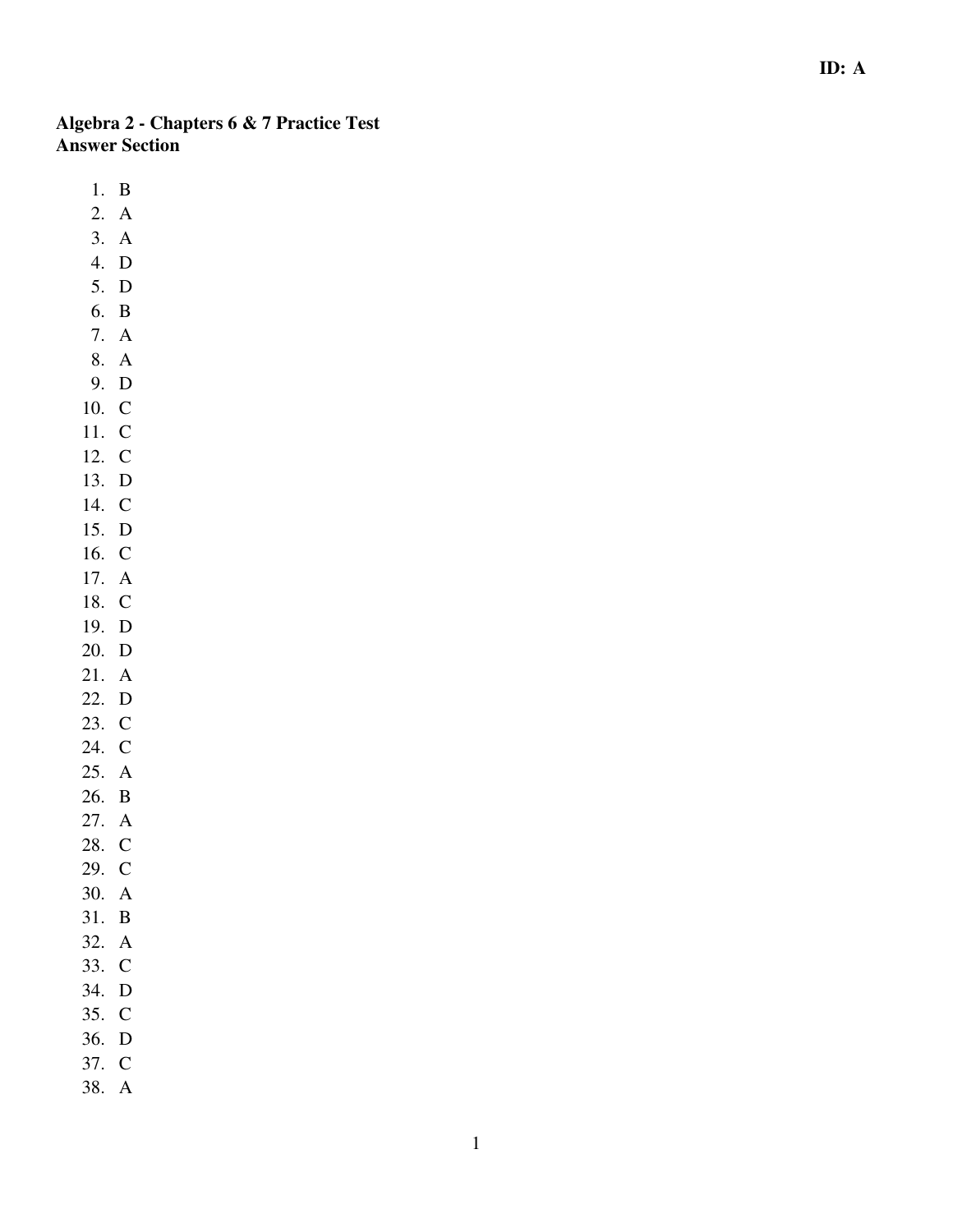ID: A

**Algebra 2 - Chapters 6 & 7 Practice Test**
**Answer Section**

1. B
2. A
3. A
4. D
5. D
6. B
7. A
8. A
9. D
10. C
11. C
12. C
13. D
14. C
15. D
16. C
17. A
18. C
19. D
20. D
21. A
22. D
23. C
24. C
25. A
26. B
27. A
28. C
29. C
30. A
31. B
32. A
33. C
34. D
35. C
36. D
37. C
38. A